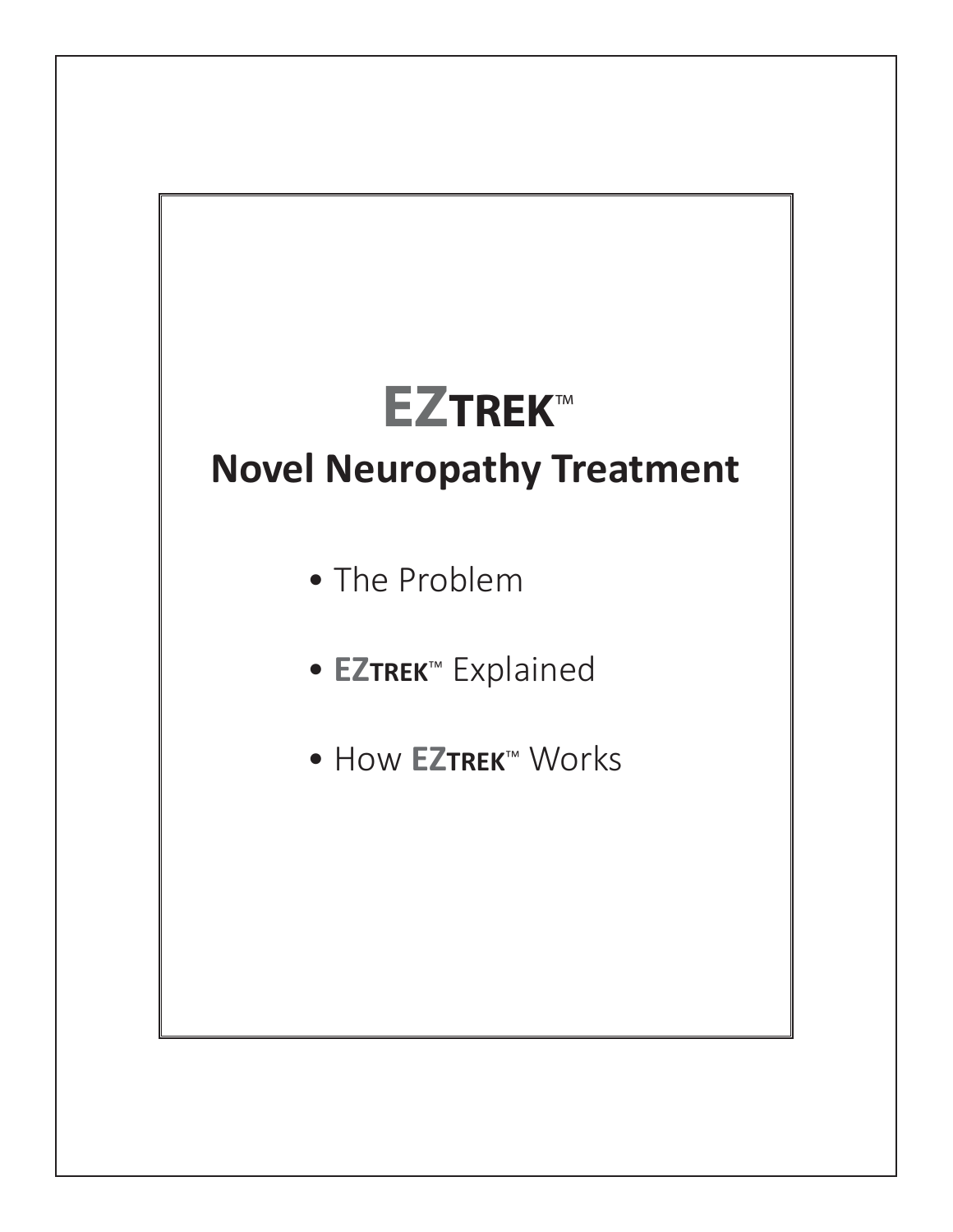# EZTREK™

## Novel Neuropathy Treatment

- The Problem
- **EZTREK**™ Explained
- How **EZTREK**™ Works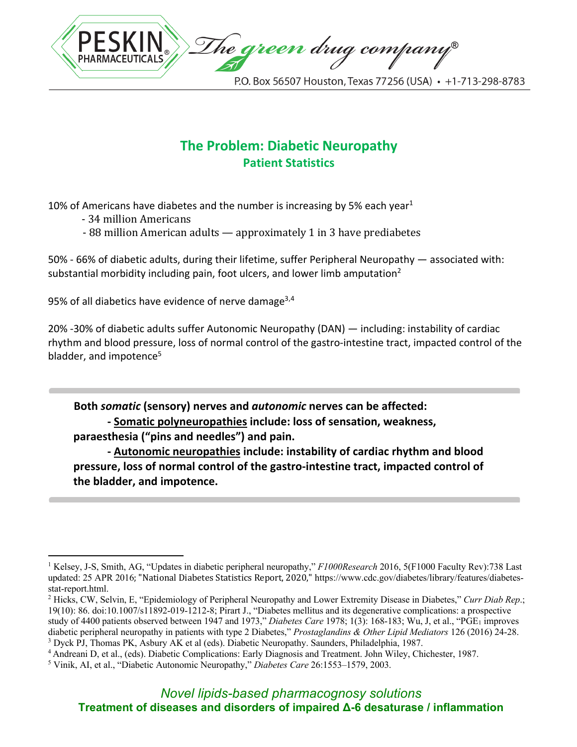## The Problem: Diabetic Neuropathy

### Patient Statistics

10% of Americans have diabetes and the number is increasing by 5% each year[1]

- 34 million Americans
- 88 million American adults — approximately 1 in 3 have prediabetes

50% - 66% of diabetic adults, during their lifetime, suffer Peripheral Neuropathy — associated with: substantial morbidity including pain, foot ulcers, and lower limb amputation[2]

95% of all diabetics have evidence of nerve damage[3,4]

20% -30% of diabetic adults suffer Autonomic Neuropathy (DAN) — including: instability of cardiac rhythm and blood pressure, loss of normal control of the gastro-intestine tract, impacted control of the bladder, and impotence[5]

---

**Both *somatic* (sensory) nerves and *autonomic* nerves can be affected:**

**- Somatic polyneuropathies include: loss of sensation, weakness, paraesthesia ("pins and needles") and pain.**

**- Autonomic neuropathies include: instability of cardiac rhythm and blood pressure, loss of normal control of the gastro-intestine tract, impacted control of the bladder, and impotence.**

---

[1] Kelsey, J-S, Smith, AG, "Updates in diabetic peripheral neuropathy," *F1000Research* 2016, 5(F1000 Faculty Rev):738 Last updated: 25 APR 2016; "National Diabetes Statistics Report, 2020," https://www.cdc.gov/diabetes/library/features/diabetes-stat-report.html.

[2] Hicks, CW, Selvin, E, "Epidemiology of Peripheral Neuropathy and Lower Extremity Disease in Diabetes," *Curr Diab Rep*.; 19(10): 86. doi:10.1007/s11892-019-1212-8; Pirart J., "Diabetes mellitus and its degenerative complications: a prospective study of 4400 patients observed between 1947 and 1973," *Diabetes Care* 1978; 1(3): 168-183; Wu, J, et al., "$PGE_1$ improves diabetic peripheral neuropathy in patients with type 2 Diabetes," *Prostaglandins & Other Lipid Mediators* 126 (2016) 24-28.

[3] Dyck PJ, Thomas PK, Asbury AK et al (eds). Diabetic Neuropathy. Saunders, Philadelphia, 1987.

[4] Andreani D, et al., (eds). Diabetic Complications: Early Diagnosis and Treatment. John Wiley, Chichester, 1987.

[5] Vinik, AI, et al., "Diabetic Autonomic Neuropathy," *Diabetes Care* 26:1553–1579, 2003.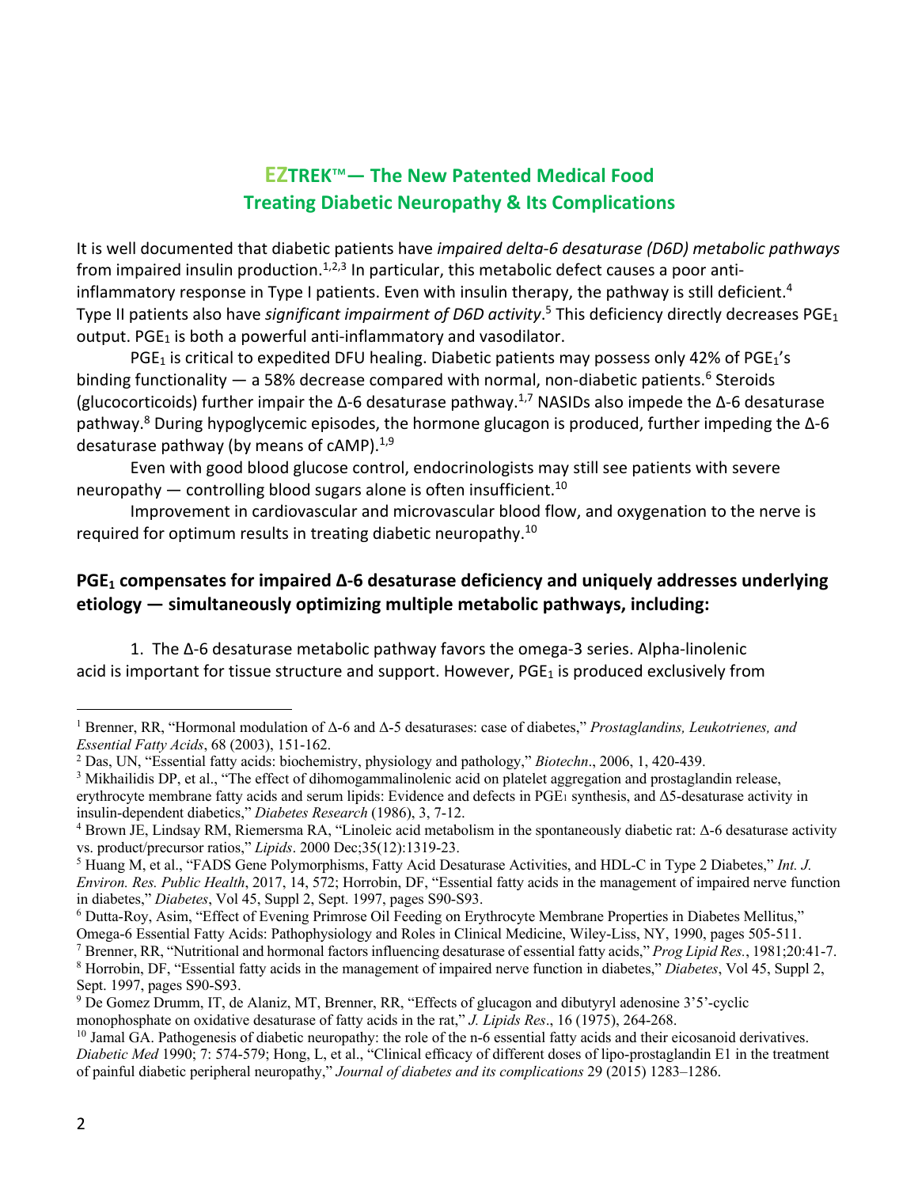## EZTREK™— The New Patented Medical Food Treating Diabetic Neuropathy & Its Complications

It is well documented that diabetic patients have *impaired delta-6 desaturase (D6D) metabolic pathways* from impaired insulin production.[1,2,3] In particular, this metabolic defect causes a poor anti-inflammatory response in Type I patients. Even with insulin therapy, the pathway is still deficient.[4] Type II patients also have *significant impairment of D6D activity*.[5] This deficiency directly decreases $PGE_1$ output. $PGE_1$ is both a powerful anti-inflammatory and vasodilator.

$PGE_1$ is critical to expedited DFU healing. Diabetic patients may possess only 42% of $PGE_1$'s binding functionality — a 58% decrease compared with normal, non-diabetic patients.[6] Steroids (glucocorticoids) further impair the Δ-6 desaturase pathway.[1,7] NASIDs also impede the Δ-6 desaturase pathway.[8] During hypoglycemic episodes, the hormone glucagon is produced, further impeding the Δ-6 desaturase pathway (by means of cAMP).[1,9]

Even with good blood glucose control, endocrinologists may still see patients with severe neuropathy — controlling blood sugars alone is often insufficient.[10]

Improvement in cardiovascular and microvascular blood flow, and oxygenation to the nerve is required for optimum results in treating diabetic neuropathy.[10]

### $PGE_1$ compensates for impaired Δ-6 desaturase deficiency and uniquely addresses underlying etiology — simultaneously optimizing multiple metabolic pathways, including:

1. The Δ-6 desaturase metabolic pathway favors the omega-3 series. Alpha-linolenic acid is important for tissue structure and support. However, $PGE_1$ is produced exclusively from

---

[1] Brenner, RR, "Hormonal modulation of Δ-6 and Δ-5 desaturases: case of diabetes," *Prostaglandins, Leukotrienes, and Essential Fatty Acids*, 68 (2003), 151-162.

[2] Das, UN, "Essential fatty acids: biochemistry, physiology and pathology," *Biotechn*., 2006, 1, 420-439.

[3] Mikhailidis DP, et al., "The effect of dihomogammalinolenic acid on platelet aggregation and prostaglandin release, erythrocyte membrane fatty acids and serum lipids: Evidence and defects in $PGE_1$ synthesis, and Δ5-desaturase activity in insulin-dependent diabetics," *Diabetes Research* (1986), 3, 7-12.

[4] Brown JE, Lindsay RM, Riemersma RA, "Linoleic acid metabolism in the spontaneously diabetic rat: Δ-6 desaturase activity vs. product/precursor ratios," *Lipids*. 2000 Dec;35(12):1319-23.

[5] Huang M, et al., "FADS Gene Polymorphisms, Fatty Acid Desaturase Activities, and HDL-C in Type 2 Diabetes," *Int. J. Environ. Res. Public Health*, 2017, 14, 572; Horrobin, DF, "Essential fatty acids in the management of impaired nerve function in diabetes," *Diabetes*, Vol 45, Suppl 2, Sept. 1997, pages S90-S93.

[6] Dutta-Roy, Asim, "Effect of Evening Primrose Oil Feeding on Erythrocyte Membrane Properties in Diabetes Mellitus," Omega-6 Essential Fatty Acids: Pathophysiology and Roles in Clinical Medicine, Wiley-Liss, NY, 1990, pages 505-511.

[7] Brenner, RR, "Nutritional and hormonal factors influencing desaturase of essential fatty acids," *Prog Lipid Res.*, 1981;20:41-7.

[8] Horrobin, DF, "Essential fatty acids in the management of impaired nerve function in diabetes," *Diabetes*, Vol 45, Suppl 2, Sept. 1997, pages S90-S93.

[9] De Gomez Drumm, IT, de Alaniz, MT, Brenner, RR, "Effects of glucagon and dibutyryl adenosine 3'5'-cyclic monophosphate on oxidative desaturase of fatty acids in the rat," *J. Lipids Res*., 16 (1975), 264-268.

[10] Jamal GA. Pathogenesis of diabetic neuropathy: the role of the n-6 essential fatty acids and their eicosanoid derivatives. *Diabetic Med* 1990; 7: 574-579; Hong, L, et al., "Clinical efficacy of different doses of lipo-prostaglandin E1 in the treatment of painful diabetic peripheral neuropathy," *Journal of diabetes and its complications* 29 (2015) 1283–1286.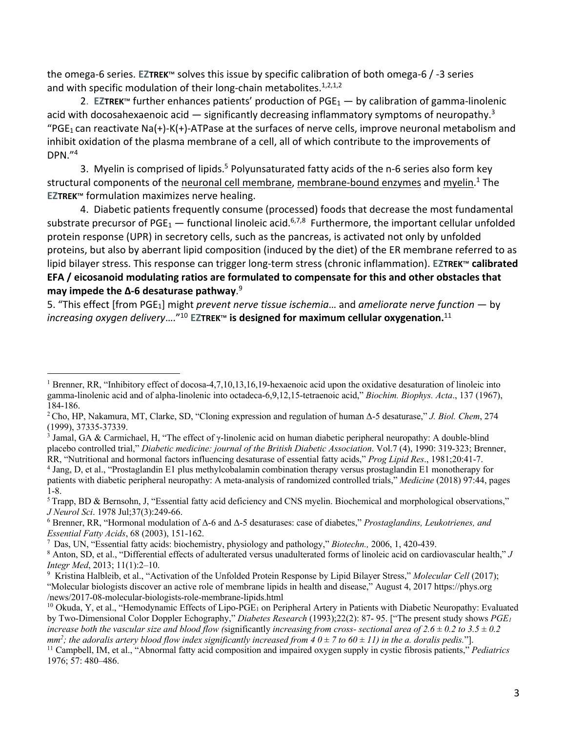the omega-6 series. **EZTREK™** solves this issue by specific calibration of both omega-6 / -3 series and with specific modulation of their long-chain metabolites.[1,2,1,2]

2. **EZTREK™** further enhances patients' production of $PGE_1$ — by calibration of gamma-linolenic acid with docosahexaenoic acid — significantly decreasing inflammatory symptoms of neuropathy.[3] "$PGE_1$ can reactivate Na(+)-K(+)-ATPase at the surfaces of nerve cells, improve neuronal metabolism and inhibit oxidation of the plasma membrane of a cell, all of which contribute to the improvements of DPN."[4]

3. Myelin is comprised of lipids.[5] Polyunsaturated fatty acids of the n-6 series also form key structural components of the neuronal cell membrane, membrane-bound enzymes and myelin.[1] The **EZTREK™** formulation maximizes nerve healing.

4. Diabetic patients frequently consume (processed) foods that decrease the most fundamental substrate precursor of $PGE_1$ — functional linoleic acid.[6,7,8] Furthermore, the important cellular unfolded protein response (UPR) in secretory cells, such as the pancreas, is activated not only by unfolded proteins, but also by aberrant lipid composition (induced by the diet) of the ER membrane referred to as lipid bilayer stress. This response can trigger long-term stress (chronic inflammation). **EZTREK™ calibrated EFA / eicosanoid modulating ratios are formulated to compensate for this and other obstacles that may impede the Δ-6 desaturase pathway**.[9]

5. "This effect [from $PGE_1$] might *prevent nerve tissue ischemia*… and *ameliorate nerve function* — by *increasing oxygen delivery*…."[10] **EZTREK™ is designed for maximum cellular oxygenation.**[11]

---

[1] Brenner, RR, "Inhibitory effect of docosa-4,7,10,13,16,19-hexaenoic acid upon the oxidative desaturation of linoleic into gamma-linolenic acid and of alpha-linolenic into octadeca-6,9,12,15-tetraenoic acid," *Biochim. Biophys. Acta*., 137 (1967), 184-186.

[2] Cho, HP, Nakamura, MT, Clarke, SD, "Cloning expression and regulation of human Δ-5 desaturase," *J. Biol. Chem*, 274 (1999), 37335-37339.

[3] Jamal, GA & Carmichael, H, "The effect of γ-linolenic acid on human diabetic peripheral neuropathy: A double-blind placebo controlled trial," *Diabetic medicine: journal of the British Diabetic Association*. Vol.7 (4), 1990: 319-323; Brenner, RR, "Nutritional and hormonal factors influencing desaturase of essential fatty acids," *Prog Lipid Res*., 1981;20:41-7.

[4] Jang, D, et al., "Prostaglandin E1 plus methylcobalamin combination therapy versus prostaglandin E1 monotherapy for patients with diabetic peripheral neuropathy: A meta-analysis of randomized controlled trials," *Medicine* (2018) 97:44, pages 1-8.

[5] Trapp, BD & Bernsohn, J, "Essential fatty acid deficiency and CNS myelin. Biochemical and morphological observations," *J Neurol Sci*. 1978 Jul;37(3):249-66.

[6] Brenner, RR, "Hormonal modulation of Δ-6 and Δ-5 desaturases: case of diabetes," *Prostaglandins, Leukotrienes, and Essential Fatty Acids*, 68 (2003), 151-162.

[7] Das, UN, "Essential fatty acids: biochemistry, physiology and pathology," *Biotechn.,* 2006, 1, 420-439.

[8] Anton, SD, et al., "Differential effects of adulterated versus unadulterated forms of linoleic acid on cardiovascular health," *J Integr Med*, 2013; 11(1):2–10.

[9] Kristina Halbleib, et al., "Activation of the Unfolded Protein Response by Lipid Bilayer Stress," *Molecular Cell* (2017); "Molecular biologists discover an active role of membrane lipids in health and disease," August 4, 2017 https://phys.org /news/2017-08-molecular-biologists-role-membrane-lipids.html

[10] Okuda, Y, et al., "Hemodynamic Effects of Lipo-$PGE_1$ on Peripheral Artery in Patients with Diabetic Neuropathy: Evaluated by Two-Dimensional Color Doppler Echography," *Diabetes Research* (1993);22(2): 87- 95. ["The present study shows *$PGE_1$ increase both the vascular size and blood flow (*significantly *increasing from cross- sectional area of 2.6 ± 0.2 to 3.5 ± 0.2 mm$^2$; the adoralis artery blood flow index significantly increased from 4 0 ± 7 to 60 ± 11) in the a. doralis pedis.*"].

[11] Campbell, IM, et al., "Abnormal fatty acid composition and impaired oxygen supply in cystic fibrosis patients," *Pediatrics* 1976; 57: 480–486.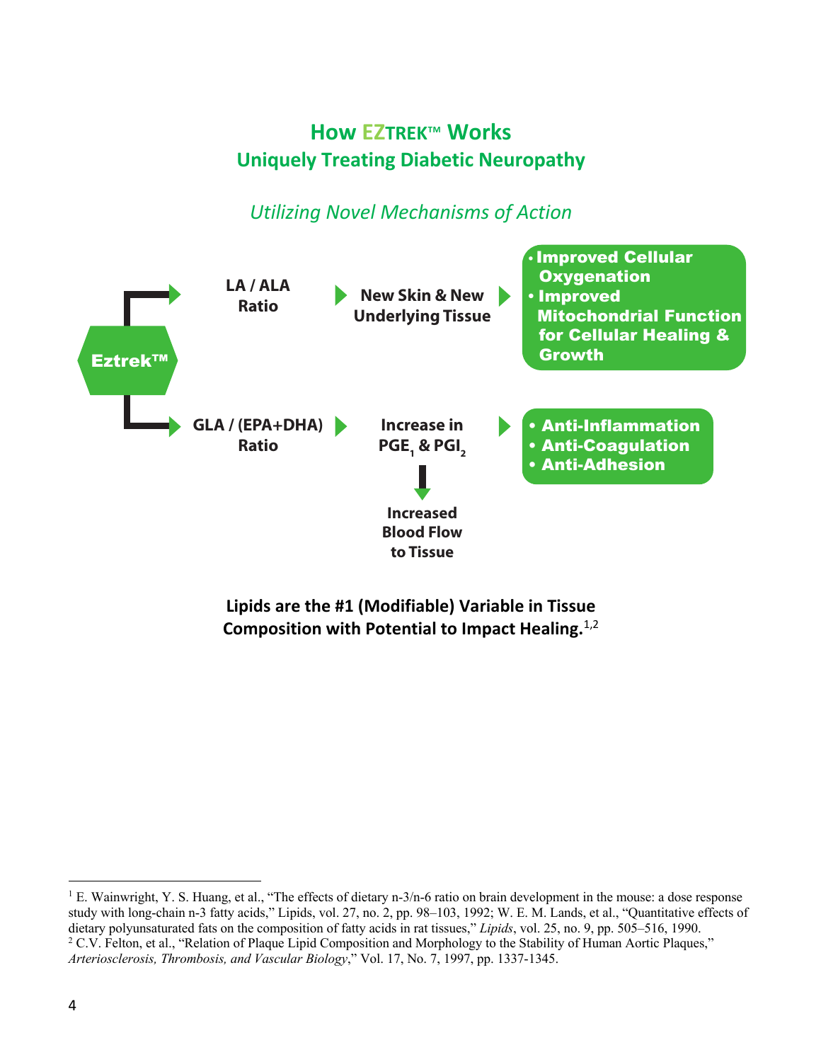## How EZTREK™ Works

### Uniquely Treating Diabetic Neuropathy

*Utilizing Novel Mechanisms of Action*

**Eztrek™**

- **LA / ALA Ratio** → **New Skin & New Underlying Tissue** →
  - **Improved Cellular Oxygenation**
  - **Improved Mitochondrial Function for Cellular Healing & Growth**
- **GLA / (EPA+DHA) Ratio** → **Increase in $PGE_1$ & $PGI_2$** →
  - **Anti-Inflammation**
  - **Anti-Coagulation**
  - **Anti-Adhesion**

  **Increase in $PGE_1$ & $PGI_2$** → **Increased Blood Flow to Tissue**

**Lipids are the #1 (Modifiable) Variable in Tissue Composition with Potential to Impact Healing.**[1,2]

---

[1] E. Wainwright, Y. S. Huang, et al., "The effects of dietary n-3/n-6 ratio on brain development in the mouse: a dose response study with long-chain n-3 fatty acids," Lipids, vol. 27, no. 2, pp. 98–103, 1992; W. E. M. Lands, et al., "Quantitative effects of dietary polyunsaturated fats on the composition of fatty acids in rat tissues," *Lipids*, vol. 25, no. 9, pp. 505–516, 1990.

[2] C.V. Felton, et al., "Relation of Plaque Lipid Composition and Morphology to the Stability of Human Aortic Plaques," *Arteriosclerosis, Thrombosis, and Vascular Biology*," Vol. 17, No. 7, 1997, pp. 1337-1345.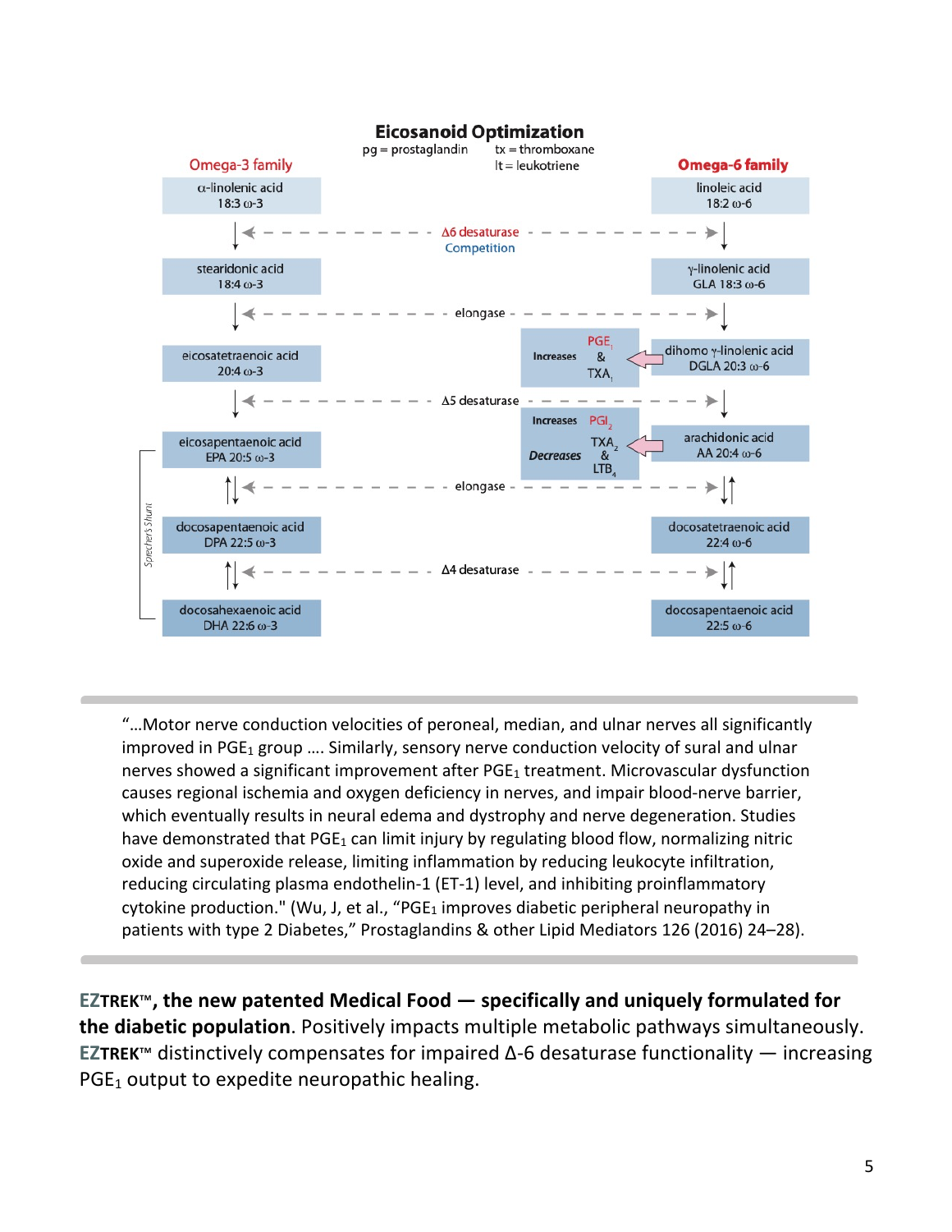# Eicosanoid Optimization

pg = prostaglandin  tx = thromboxane  lt = leukotriene

| Omega-3 family | Enzyme | Omega-6 family |
|---|---|---|
| α-linolenic acid 18:3 ω-3 | | linoleic acid 18:2 ω-6 |
| ↓ | Δ6 desaturase Competition | ↓ |
| stearidonic acid 18:4 ω-3 | | γ-linolenic acid GLA 18:3 ω-6 |
| ↓ | elongase | ↓ |
| eicosatetraenoic acid 20:4 ω-3 | Increases $PGE_1$ & $TXA_1$ | dihomo γ-linolenic acid DGLA 20:3 ω-6 |
| ↓ | Δ5 desaturase | ↓ |
| eicosapentaenoic acid EPA 20:5 ω-3 | Increases $PGI_2$; Decreases $TXA_2$ & $LTB_4$ | arachidonic acid AA 20:4 ω-6 |
| ↑↓ | elongase | ↓↑ |
| docosapentaenoic acid DPA 22:5 ω-3 | | docosatetraenoic acid 22:4 ω-6 |
| ↑↓ | Δ4 desaturase | ↓↑ |
| docosahexaenoic acid DHA 22:6 ω-3 | | docosapentaenoic acid 22:5 ω-6 |

*Sprecher's Shunt* (EPA → DPA → DHA)

"…Motor nerve conduction velocities of peroneal, median, and ulnar nerves all significantly improved in $PGE_1$ group …. Similarly, sensory nerve conduction velocity of sural and ulnar nerves showed a significant improvement after $PGE_1$ treatment. Microvascular dysfunction causes regional ischemia and oxygen deficiency in nerves, and impair blood-nerve barrier, which eventually results in neural edema and dystrophy and nerve degeneration. Studies have demonstrated that $PGE_1$ can limit injury by regulating blood flow, normalizing nitric oxide and superoxide release, limiting inflammation by reducing leukocyte infiltration, reducing circulating plasma endothelin-1 (ET-1) level, and inhibiting proinflammatory cytokine production." (Wu, J, et al., "$PGE_1$ improves diabetic peripheral neuropathy in patients with type 2 Diabetes," Prostaglandins & other Lipid Mediators 126 (2016) 24–28).

**EZTREK™, the new patented Medical Food — specifically and uniquely formulated for the diabetic population**. Positively impacts multiple metabolic pathways simultaneously. **EZTREK™** distinctively compensates for impaired Δ-6 desaturase functionality — increasing $PGE_1$ output to expedite neuropathic healing.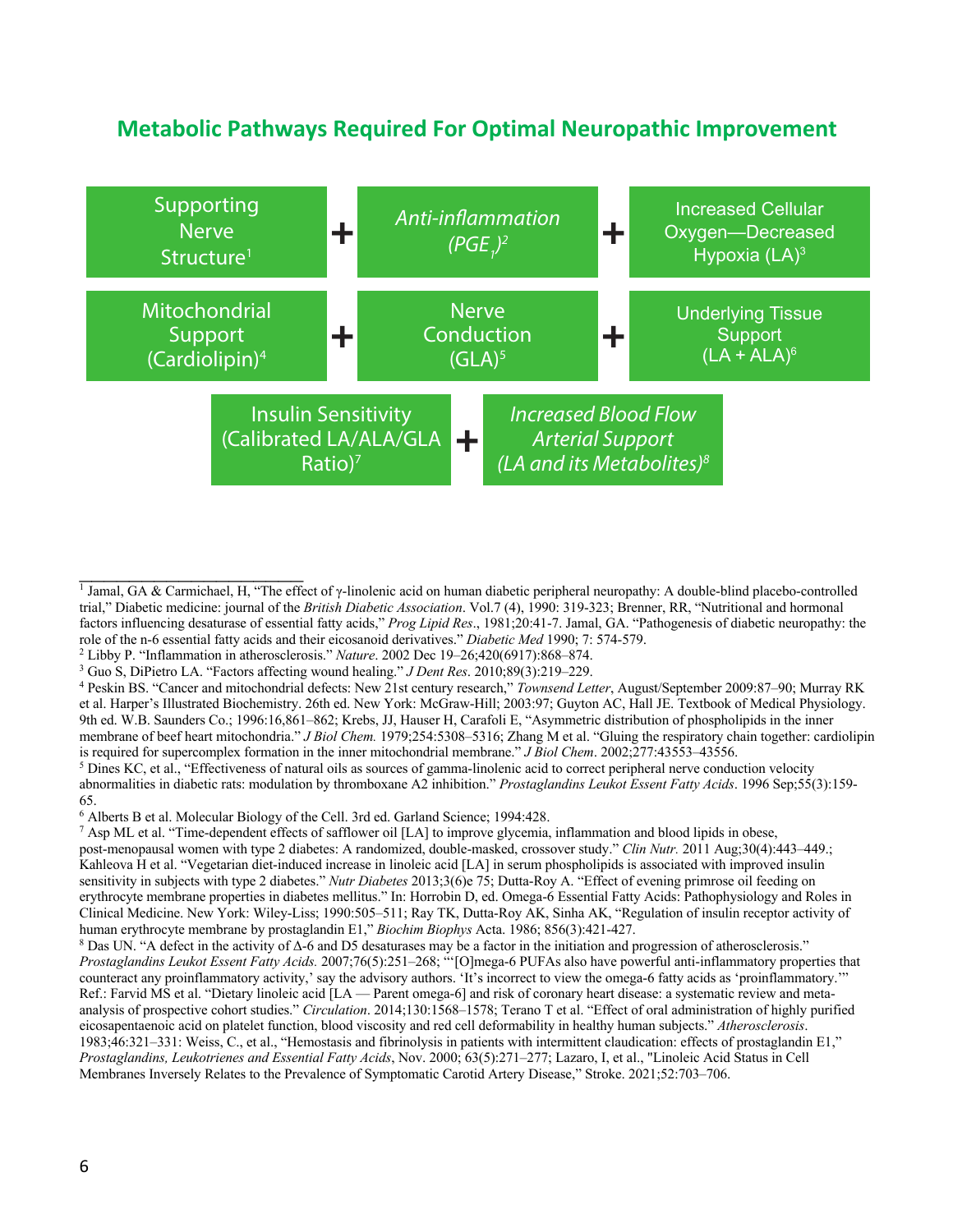## Metabolic Pathways Required For Optimal Neuropathic Improvement

Supporting Nerve Structure[1] + *Anti-inflammation ($PGE_1$)*[2] + Increased Cellular Oxygen—Decreased Hypoxia (LA)[3]

Mitochondrial Support (Cardiolipin)[4] + Nerve Conduction (GLA)[5] + Underlying Tissue Support (LA + ALA)[6]

Insulin Sensitivity (Calibrated LA/ALA/GLA Ratio)[7] + *Increased Blood Flow Arterial Support (LA and its Metabolites)*[8]

---

[1] Jamal, GA & Carmichael, H, "The effect of γ-linolenic acid on human diabetic peripheral neuropathy: A double-blind placebo-controlled trial," Diabetic medicine: journal of the *British Diabetic Association*. Vol.7 (4), 1990: 319-323; Brenner, RR, "Nutritional and hormonal factors influencing desaturase of essential fatty acids," *Prog Lipid Res*., 1981;20:41-7. Jamal, GA. "Pathogenesis of diabetic neuropathy: the role of the n-6 essential fatty acids and their eicosanoid derivatives." *Diabetic Med* 1990; 7: 574-579.

[2] Libby P. "Inflammation in atherosclerosis." *Nature*. 2002 Dec 19–26;420(6917):868–874.

[3] Guo S, DiPietro LA. "Factors affecting wound healing." *J Dent Res*. 2010;89(3):219–229.

[4] Peskin BS. "Cancer and mitochondrial defects: New 21st century research," *Townsend Letter*, August/September 2009:87–90; Murray RK et al. Harper's Illustrated Biochemistry. 26th ed. New York: McGraw-Hill; 2003:97; Guyton AC, Hall JE. Textbook of Medical Physiology. 9th ed. W.B. Saunders Co.; 1996:16,861–862; Krebs, JJ, Hauser H, Carafoli E, "Asymmetric distribution of phospholipids in the inner membrane of beef heart mitochondria." *J Biol Chem.* 1979;254:5308–5316; Zhang M et al. "Gluing the respiratory chain together: cardiolipin is required for supercomplex formation in the inner mitochondrial membrane." *J Biol Chem*. 2002;277:43553–43556.

[5] Dines KC, et al., "Effectiveness of natural oils as sources of gamma-linolenic acid to correct peripheral nerve conduction velocity abnormalities in diabetic rats: modulation by thromboxane A2 inhibition." *Prostaglandins Leukot Essent Fatty Acids*. 1996 Sep;55(3):159-65.

[6] Alberts B et al. Molecular Biology of the Cell. 3rd ed. Garland Science; 1994:428.

[7] Asp ML et al. "Time-dependent effects of safflower oil [LA] to improve glycemia, inflammation and blood lipids in obese, post-menopausal women with type 2 diabetes: A randomized, double-masked, crossover study." *Clin Nutr.* 2011 Aug;30(4):443–449.; Kahleova H et al. "Vegetarian diet-induced increase in linoleic acid [LA] in serum phospholipids is associated with improved insulin sensitivity in subjects with type 2 diabetes." *Nutr Diabetes* 2013;3(6)e 75; Dutta-Roy A. "Effect of evening primrose oil feeding on erythrocyte membrane properties in diabetes mellitus." In: Horrobin D, ed. Omega-6 Essential Fatty Acids: Pathophysiology and Roles in Clinical Medicine. New York: Wiley-Liss; 1990:505–511; Ray TK, Dutta-Roy AK, Sinha AK, "Regulation of insulin receptor activity of human erythrocyte membrane by prostaglandin E1," *Biochim Biophys* Acta. 1986; 856(3):421-427.

[8] Das UN. "A defect in the activity of Δ-6 and D5 desaturases may be a factor in the initiation and progression of atherosclerosis." *Prostaglandins Leukot Essent Fatty Acids.* 2007;76(5):251–268; "'[O]mega-6 PUFAs also have powerful anti-inflammatory properties that counteract any proinflammatory activity,' say the advisory authors. 'It's incorrect to view the omega-6 fatty acids as 'proinflammatory.'" Ref.: Farvid MS et al. "Dietary linoleic acid [LA — Parent omega-6] and risk of coronary heart disease: a systematic review and meta-analysis of prospective cohort studies." *Circulation*. 2014;130:1568–1578; Terano T et al. "Effect of oral administration of highly purified eicosapentaenoic acid on platelet function, blood viscosity and red cell deformability in healthy human subjects." *Atherosclerosis*. 1983;46:321–331: Weiss, C., et al., "Hemostasis and fibrinolysis in patients with intermittent claudication: effects of prostaglandin E1," *Prostaglandins, Leukotrienes and Essential Fatty Acids*, Nov. 2000; 63(5):271–277; Lazaro, I, et al., "Linoleic Acid Status in Cell Membranes Inversely Relates to the Prevalence of Symptomatic Carotid Artery Disease," Stroke. 2021;52:703–706.